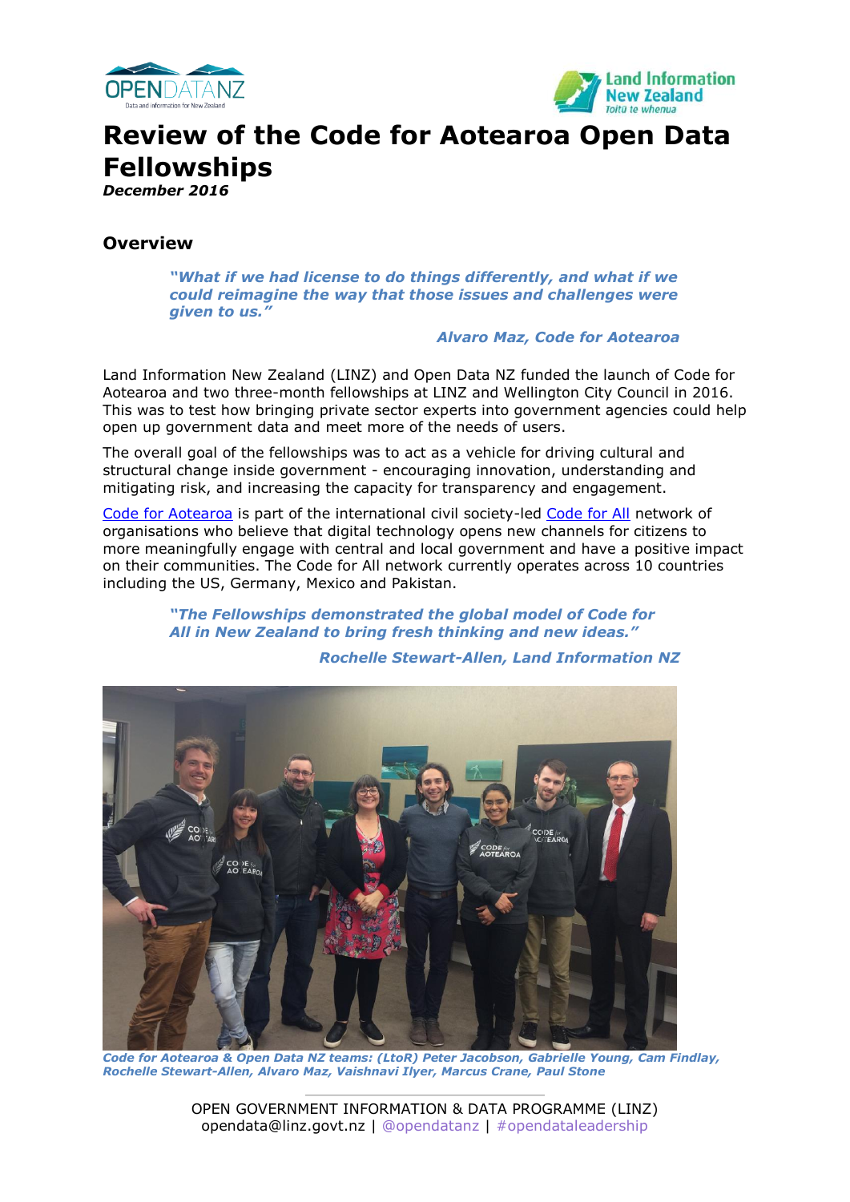# Review of the Code for Aotearoa Open Data Fellowships

***December 2016***

## Overview

> ***"What if we had license to do things differently, and what if we could reimagine the way that those issues and challenges were given to us."***
>
> ***Alvaro Maz, Code for Aotearoa***

Land Information New Zealand (LINZ) and Open Data NZ funded the launch of Code for Aotearoa and two three-month fellowships at LINZ and Wellington City Council in 2016. This was to test how bringing private sector experts into government agencies could help open up government data and meet more of the needs of users.

The overall goal of the fellowships was to act as a vehicle for driving cultural and structural change inside government - encouraging innovation, understanding and mitigating risk, and increasing the capacity for transparency and engagement.

Code for Aotearoa is part of the international civil society-led Code for All network of organisations who believe that digital technology opens new channels for citizens to more meaningfully engage with central and local government and have a positive impact on their communities. The Code for All network currently operates across 10 countries including the US, Germany, Mexico and Pakistan.

> ***"The Fellowships demonstrated the global model of Code for All in New Zealand to bring fresh thinking and new ideas."***
>
> ***Rochelle Stewart-Allen, Land Information NZ***

***Code for Aotearoa & Open Data NZ teams: (LtoR) Peter Jacobson, Gabrielle Young, Cam Findlay, Rochelle Stewart-Allen, Alvaro Maz, Vaishnavi Ilyer, Marcus Crane, Paul Stone***

OPEN GOVERNMENT INFORMATION & DATA PROGRAMME (LINZ)
opendata@linz.govt.nz | @opendatanz | #opendataleadership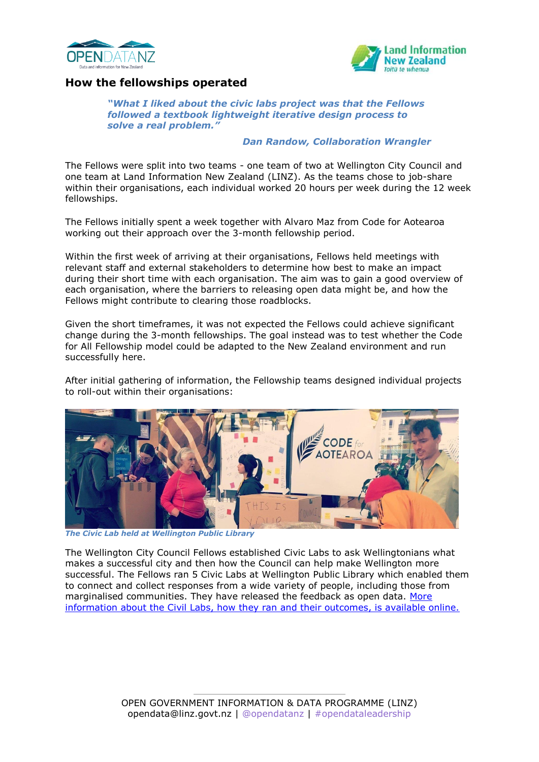## How the fellowships operated

> ***"What I liked about the civic labs project was that the Fellows followed a textbook lightweight iterative design process to solve a real problem."***
>
> ***Dan Randow, Collaboration Wrangler***

The Fellows were split into two teams - one team of two at Wellington City Council and one team at Land Information New Zealand (LINZ). As the teams chose to job-share within their organisations, each individual worked 20 hours per week during the 12 week fellowships.

The Fellows initially spent a week together with Alvaro Maz from Code for Aotearoa working out their approach over the 3-month fellowship period.

Within the first week of arriving at their organisations, Fellows held meetings with relevant staff and external stakeholders to determine how best to make an impact during their short time with each organisation. The aim was to gain a good overview of each organisation, where the barriers to releasing open data might be, and how the Fellows might contribute to clearing those roadblocks.

Given the short timeframes, it was not expected the Fellows could achieve significant change during the 3-month fellowships. The goal instead was to test whether the Code for All Fellowship model could be adapted to the New Zealand environment and run successfully here.

After initial gathering of information, the Fellowship teams designed individual projects to roll-out within their organisations:

***The Civic Lab held at Wellington Public Library***

The Wellington City Council Fellows established Civic Labs to ask Wellingtonians what makes a successful city and then how the Council can help make Wellington more successful. The Fellows ran 5 Civic Labs at Wellington Public Library which enabled them to connect and collect responses from a wide variety of people, including those from marginalised communities. They have released the feedback as open data. More information about the Civil Labs, how they ran and their outcomes, is available online.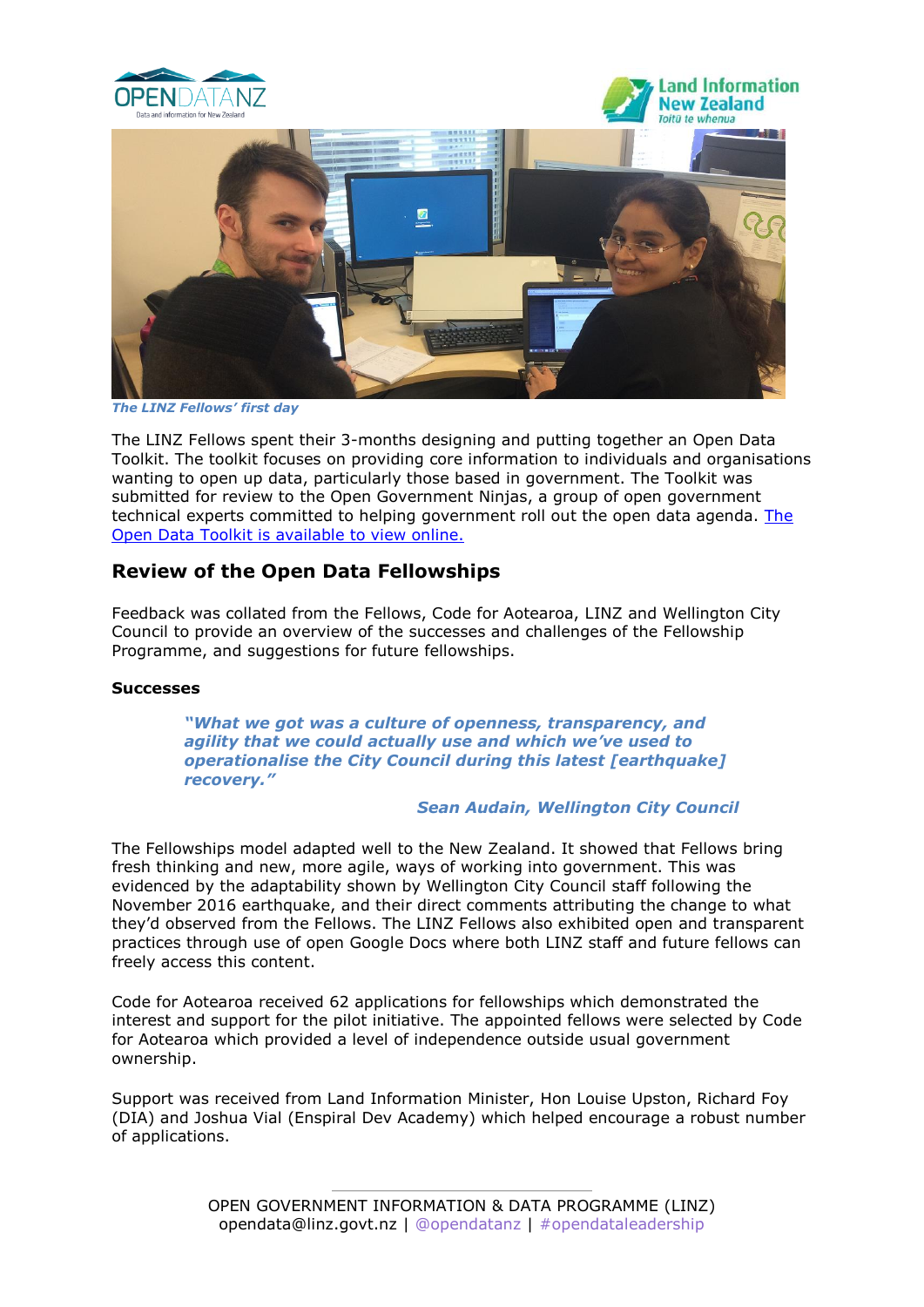*The LINZ Fellows' first day*

The LINZ Fellows spent their 3-months designing and putting together an Open Data Toolkit. The toolkit focuses on providing core information to individuals and organisations wanting to open up data, particularly those based in government. The Toolkit was submitted for review to the Open Government Ninjas, a group of open government technical experts committed to helping government roll out the open data agenda. [The Open Data Toolkit is available to view online.]

## Review of the Open Data Fellowships

Feedback was collated from the Fellows, Code for Aotearoa, LINZ and Wellington City Council to provide an overview of the successes and challenges of the Fellowship Programme, and suggestions for future fellowships.

**Successes**

> ***"What we got was a culture of openness, transparency, and agility that we could actually use and which we've used to operationalise the City Council during this latest [earthquake] recovery."***
>
> ***Sean Audain, Wellington City Council***

The Fellowships model adapted well to the New Zealand. It showed that Fellows bring fresh thinking and new, more agile, ways of working into government. This was evidenced by the adaptability shown by Wellington City Council staff following the November 2016 earthquake, and their direct comments attributing the change to what they'd observed from the Fellows. The LINZ Fellows also exhibited open and transparent practices through use of open Google Docs where both LINZ staff and future fellows can freely access this content.

Code for Aotearoa received 62 applications for fellowships which demonstrated the interest and support for the pilot initiative. The appointed fellows were selected by Code for Aotearoa which provided a level of independence outside usual government ownership.

Support was received from Land Information Minister, Hon Louise Upston, Richard Foy (DIA) and Joshua Vial (Enspiral Dev Academy) which helped encourage a robust number of applications.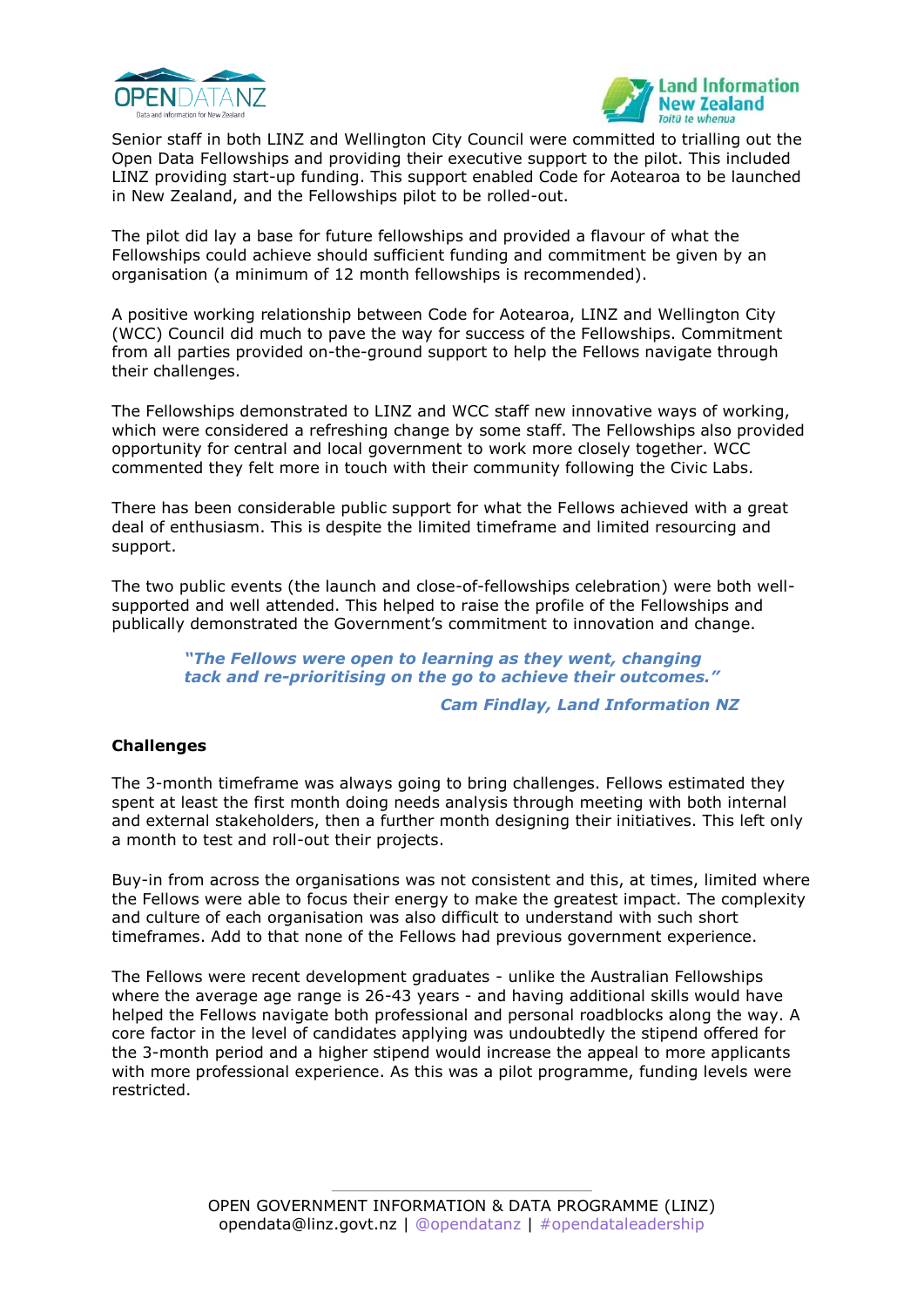Senior staff in both LINZ and Wellington City Council were committed to trialling out the Open Data Fellowships and providing their executive support to the pilot. This included LINZ providing start-up funding. This support enabled Code for Aotearoa to be launched in New Zealand, and the Fellowships pilot to be rolled-out.

The pilot did lay a base for future fellowships and provided a flavour of what the Fellowships could achieve should sufficient funding and commitment be given by an organisation (a minimum of 12 month fellowships is recommended).

A positive working relationship between Code for Aotearoa, LINZ and Wellington City (WCC) Council did much to pave the way for success of the Fellowships. Commitment from all parties provided on-the-ground support to help the Fellows navigate through their challenges.

The Fellowships demonstrated to LINZ and WCC staff new innovative ways of working, which were considered a refreshing change by some staff. The Fellowships also provided opportunity for central and local government to work more closely together. WCC commented they felt more in touch with their community following the Civic Labs.

There has been considerable public support for what the Fellows achieved with a great deal of enthusiasm. This is despite the limited timeframe and limited resourcing and support.

The two public events (the launch and close-of-fellowships celebration) were both well-supported and well attended. This helped to raise the profile of the Fellowships and publically demonstrated the Government's commitment to innovation and change.

> ***"The Fellows were open to learning as they went, changing tack and re-prioritising on the go to achieve their outcomes."***
>
> ***Cam Findlay, Land Information NZ***

**Challenges**

The 3-month timeframe was always going to bring challenges. Fellows estimated they spent at least the first month doing needs analysis through meeting with both internal and external stakeholders, then a further month designing their initiatives. This left only a month to test and roll-out their projects.

Buy-in from across the organisations was not consistent and this, at times, limited where the Fellows were able to focus their energy to make the greatest impact. The complexity and culture of each organisation was also difficult to understand with such short timeframes. Add to that none of the Fellows had previous government experience.

The Fellows were recent development graduates - unlike the Australian Fellowships where the average age range is 26-43 years - and having additional skills would have helped the Fellows navigate both professional and personal roadblocks along the way. A core factor in the level of candidates applying was undoubtedly the stipend offered for the 3-month period and a higher stipend would increase the appeal to more applicants with more professional experience. As this was a pilot programme, funding levels were restricted.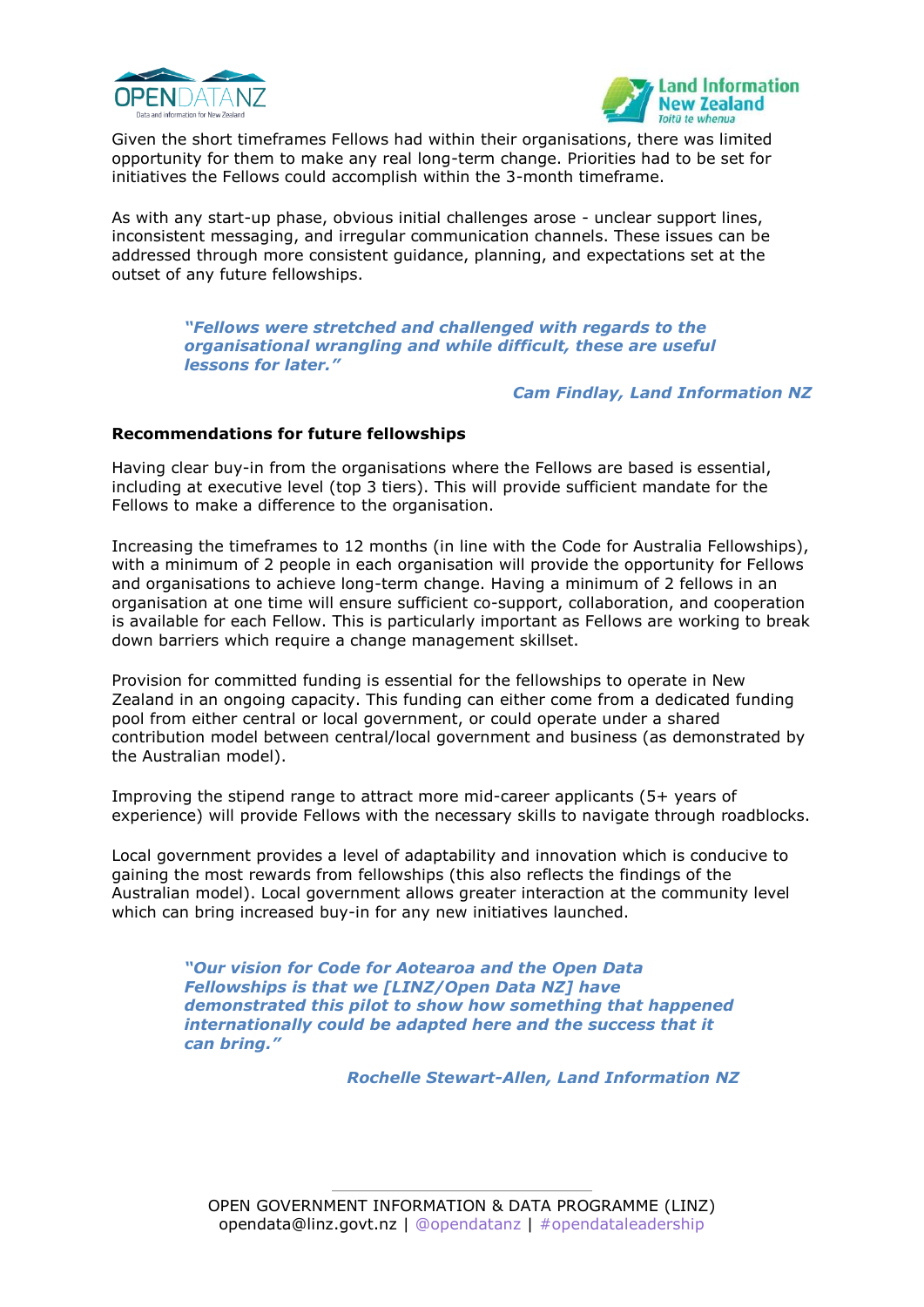Given the short timeframes Fellows had within their organisations, there was limited opportunity for them to make any real long-term change. Priorities had to be set for initiatives the Fellows could accomplish within the 3-month timeframe.

As with any start-up phase, obvious initial challenges arose - unclear support lines, inconsistent messaging, and irregular communication channels. These issues can be addressed through more consistent guidance, planning, and expectations set at the outset of any future fellowships.

> ***"Fellows were stretched and challenged with regards to the organisational wrangling and while difficult, these are useful lessons for later."***
>
> ***Cam Findlay, Land Information NZ***

**Recommendations for future fellowships**

Having clear buy-in from the organisations where the Fellows are based is essential, including at executive level (top 3 tiers). This will provide sufficient mandate for the Fellows to make a difference to the organisation.

Increasing the timeframes to 12 months (in line with the Code for Australia Fellowships), with a minimum of 2 people in each organisation will provide the opportunity for Fellows and organisations to achieve long-term change. Having a minimum of 2 fellows in an organisation at one time will ensure sufficient co-support, collaboration, and cooperation is available for each Fellow. This is particularly important as Fellows are working to break down barriers which require a change management skillset.

Provision for committed funding is essential for the fellowships to operate in New Zealand in an ongoing capacity. This funding can either come from a dedicated funding pool from either central or local government, or could operate under a shared contribution model between central/local government and business (as demonstrated by the Australian model).

Improving the stipend range to attract more mid-career applicants (5+ years of experience) will provide Fellows with the necessary skills to navigate through roadblocks.

Local government provides a level of adaptability and innovation which is conducive to gaining the most rewards from fellowships (this also reflects the findings of the Australian model). Local government allows greater interaction at the community level which can bring increased buy-in for any new initiatives launched.

> ***"Our vision for Code for Aotearoa and the Open Data Fellowships is that we [LINZ/Open Data NZ] have demonstrated this pilot to show how something that happened internationally could be adapted here and the success that it can bring."***
>
> ***Rochelle Stewart-Allen, Land Information NZ***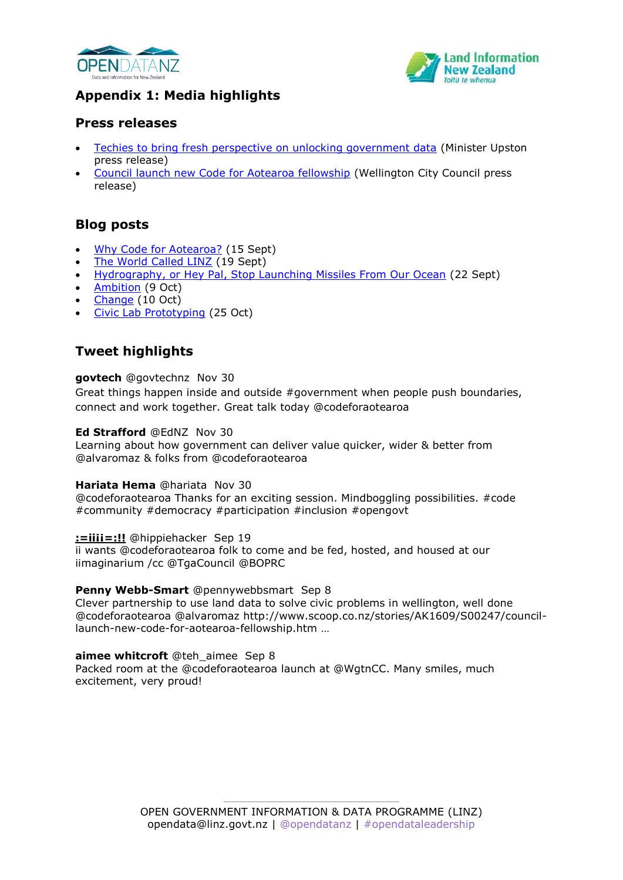## Appendix 1: Media highlights

### Press releases

- Techies to bring fresh perspective on unlocking government data (Minister Upston press release)
- Council launch new Code for Aotearoa fellowship (Wellington City Council press release)

### Blog posts

- Why Code for Aotearoa? (15 Sept)
- The World Called LINZ (19 Sept)
- Hydrography, or Hey Pal, Stop Launching Missiles From Our Ocean (22 Sept)
- Ambition (9 Oct)
- Change (10 Oct)
- Civic Lab Prototyping (25 Oct)

### Tweet highlights

**govtech** @govtechnz Nov 30
Great things happen inside and outside #government when people push boundaries, connect and work together. Great talk today @codeforaotearoa

**Ed Strafford** @EdNZ Nov 30
Learning about how government can deliver value quicker, wider & better from @alvaromaz & folks from @codeforaotearoa

**Hariata Hema** @hariata Nov 30
@codeforaotearoa Thanks for an exciting session. Mindboggling possibilities. #code #community #democracy #participation #inclusion #opengovt

**:=iiii=:!!** @hippiehacker Sep 19
ii wants @codeforaotearoa folk to come and be fed, hosted, and housed at our iimaginarium /cc @TgaCouncil @BOPRC

**Penny Webb-Smart** @pennywebbsmart Sep 8
Clever partnership to use land data to solve civic problems in wellington, well done @codeforaotearoa @alvaromaz http://www.scoop.co.nz/stories/AK1609/S00247/council-launch-new-code-for-aotearoa-fellowship.htm …

**aimee whitcroft** @teh_aimee Sep 8
Packed room at the @codeforaotearoa launch at @WgtnCC. Many smiles, much excitement, very proud!